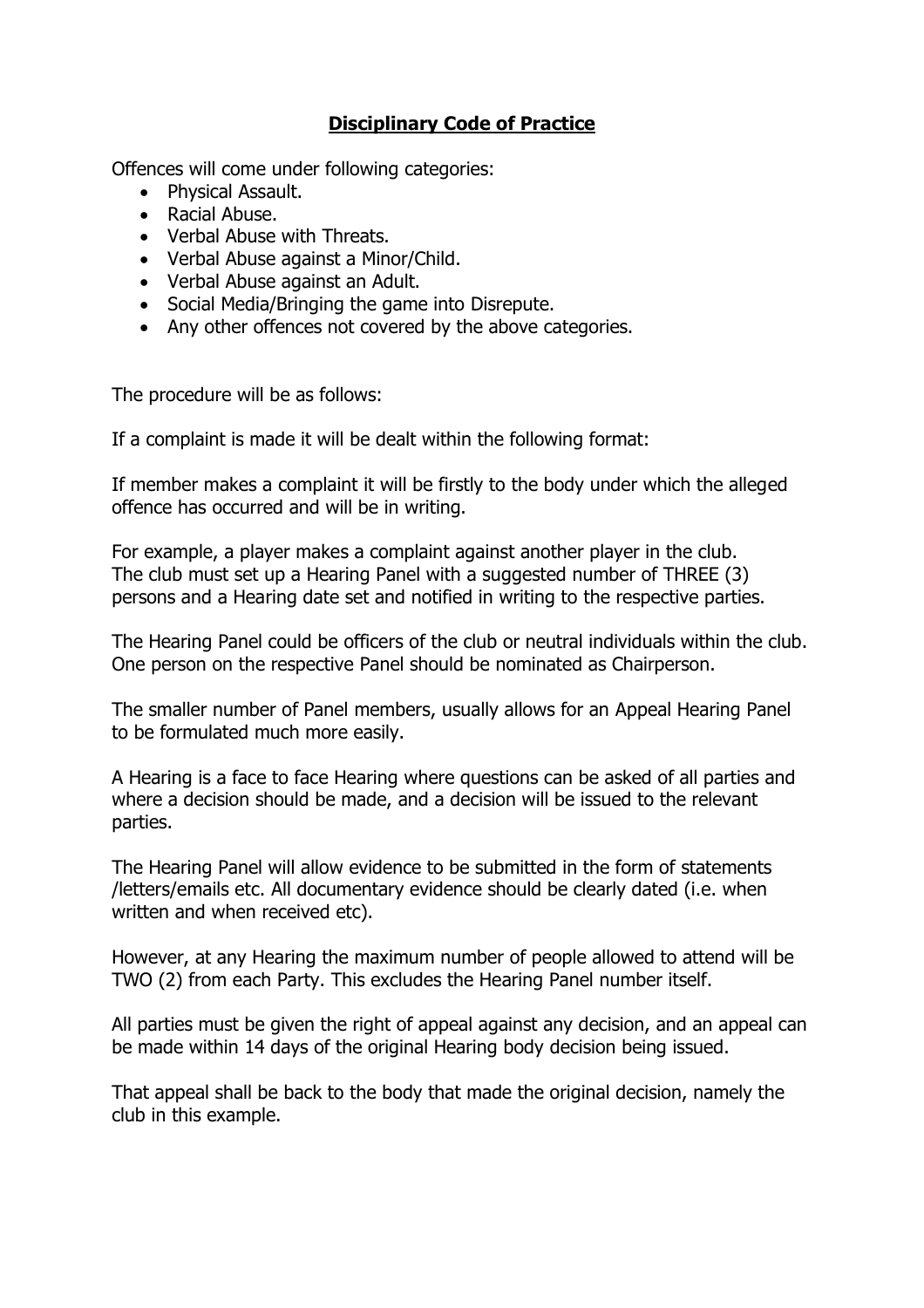# **Disciplinary Code of Practice**

Offences will come under following categories:

- Physical Assault.
- Racial Abuse.
- Verbal Abuse with Threats.
- Verbal Abuse against a Minor/Child.
- Verbal Abuse against an Adult.
- Social Media/Bringing the game into Disrepute.
- Any other offences not covered by the above categories.

The procedure will be as follows:

If a complaint is made it will be dealt within the following format:

If member makes a complaint it will be firstly to the body under which the alleged offence has occurred and will be in writing.

For example, a player makes a complaint against another player in the club. The club must set up a Hearing Panel with a suggested number of THREE (3) persons and a Hearing date set and notified in writing to the respective parties.

The Hearing Panel could be officers of the club or neutral individuals within the club. One person on the respective Panel should be nominated as Chairperson.

The smaller number of Panel members, usually allows for an Appeal Hearing Panel to be formulated much more easily.

A Hearing is a face to face Hearing where questions can be asked of all parties and where a decision should be made, and a decision will be issued to the relevant parties.

The Hearing Panel will allow evidence to be submitted in the form of statements /letters/emails etc. All documentary evidence should be clearly dated (i.e. when written and when received etc).

However, at any Hearing the maximum number of people allowed to attend will be TWO (2) from each Party. This excludes the Hearing Panel number itself.

All parties must be given the right of appeal against any decision, and an appeal can be made within 14 days of the original Hearing body decision being issued.

That appeal shall be back to the body that made the original decision, namely the club in this example.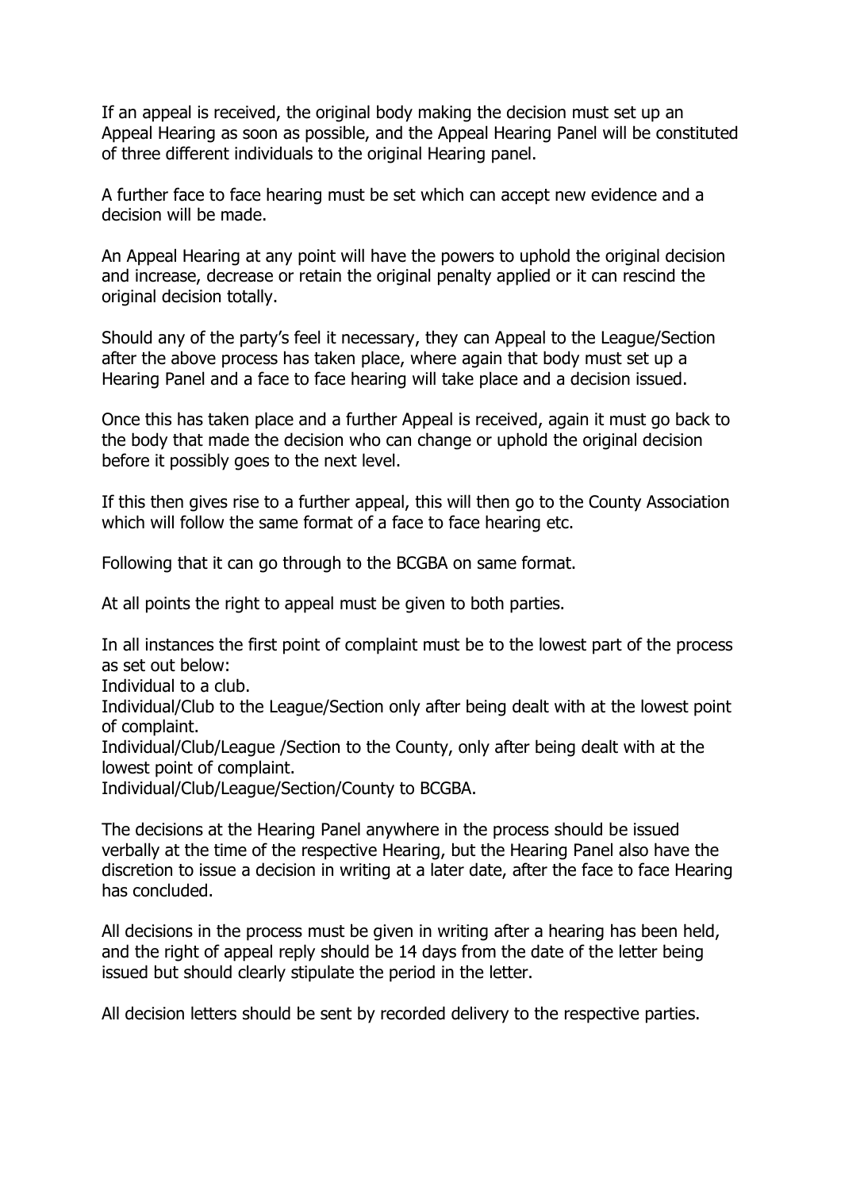If an appeal is received, the original body making the decision must set up an Appeal Hearing as soon as possible, and the Appeal Hearing Panel will be constituted of three different individuals to the original Hearing panel.

A further face to face hearing must be set which can accept new evidence and a decision will be made.

An Appeal Hearing at any point will have the powers to uphold the original decision and increase, decrease or retain the original penalty applied or it can rescind the original decision totally.

Should any of the party's feel it necessary, they can Appeal to the League/Section after the above process has taken place, where again that body must set up a Hearing Panel and a face to face hearing will take place and a decision issued.

Once this has taken place and a further Appeal is received, again it must go back to the body that made the decision who can change or uphold the original decision before it possibly goes to the next level.

If this then gives rise to a further appeal, this will then go to the County Association which will follow the same format of a face to face hearing etc.

Following that it can go through to the BCGBA on same format.

At all points the right to appeal must be given to both parties.

In all instances the first point of complaint must be to the lowest part of the process as set out below:
Individual to a club.
Individual/Club to the League/Section only after being dealt with at the lowest point of complaint.
Individual/Club/League /Section to the County, only after being dealt with at the lowest point of complaint.
Individual/Club/League/Section/County to BCGBA.

The decisions at the Hearing Panel anywhere in the process should be issued verbally at the time of the respective Hearing, but the Hearing Panel also have the discretion to issue a decision in writing at a later date, after the face to face Hearing has concluded.

All decisions in the process must be given in writing after a hearing has been held, and the right of appeal reply should be 14 days from the date of the letter being issued but should clearly stipulate the period in the letter.

All decision letters should be sent by recorded delivery to the respective parties.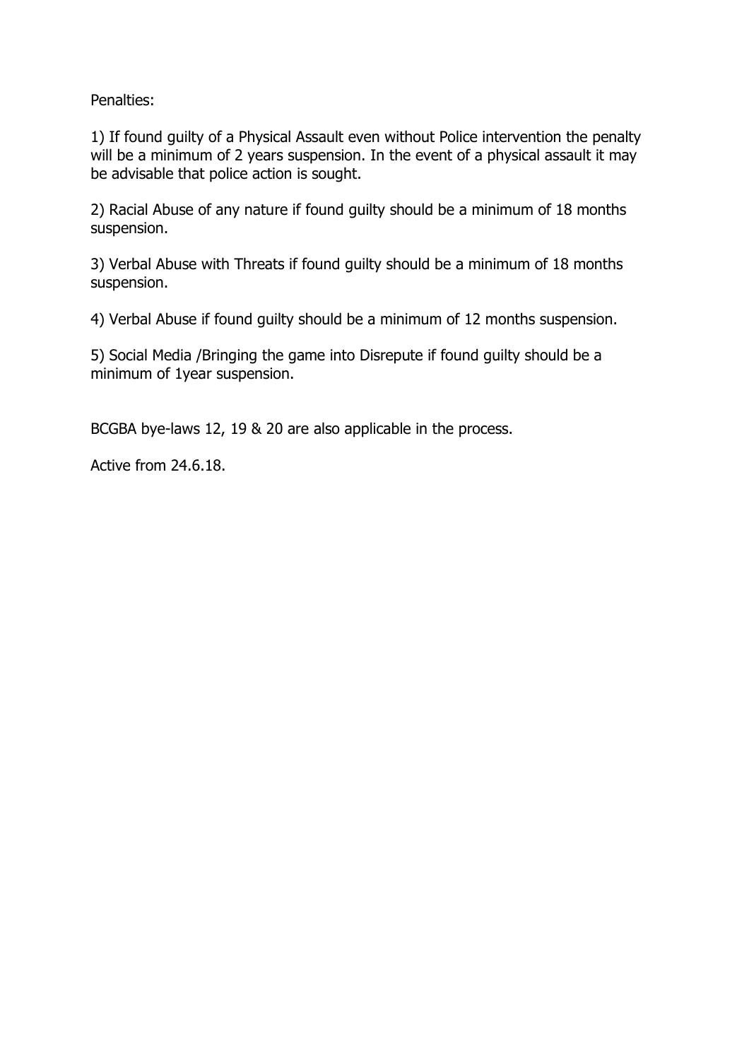Penalties:

1) If found guilty of a Physical Assault even without Police intervention the penalty will be a minimum of 2 years suspension. In the event of a physical assault it may be advisable that police action is sought.

2) Racial Abuse of any nature if found guilty should be a minimum of 18 months suspension.

3) Verbal Abuse with Threats if found guilty should be a minimum of 18 months suspension.

4) Verbal Abuse if found guilty should be a minimum of 12 months suspension.

5) Social Media /Bringing the game into Disrepute if found guilty should be a minimum of 1year suspension.

BCGBA bye-laws 12, 19 & 20 are also applicable in the process.

Active from 24.6.18.